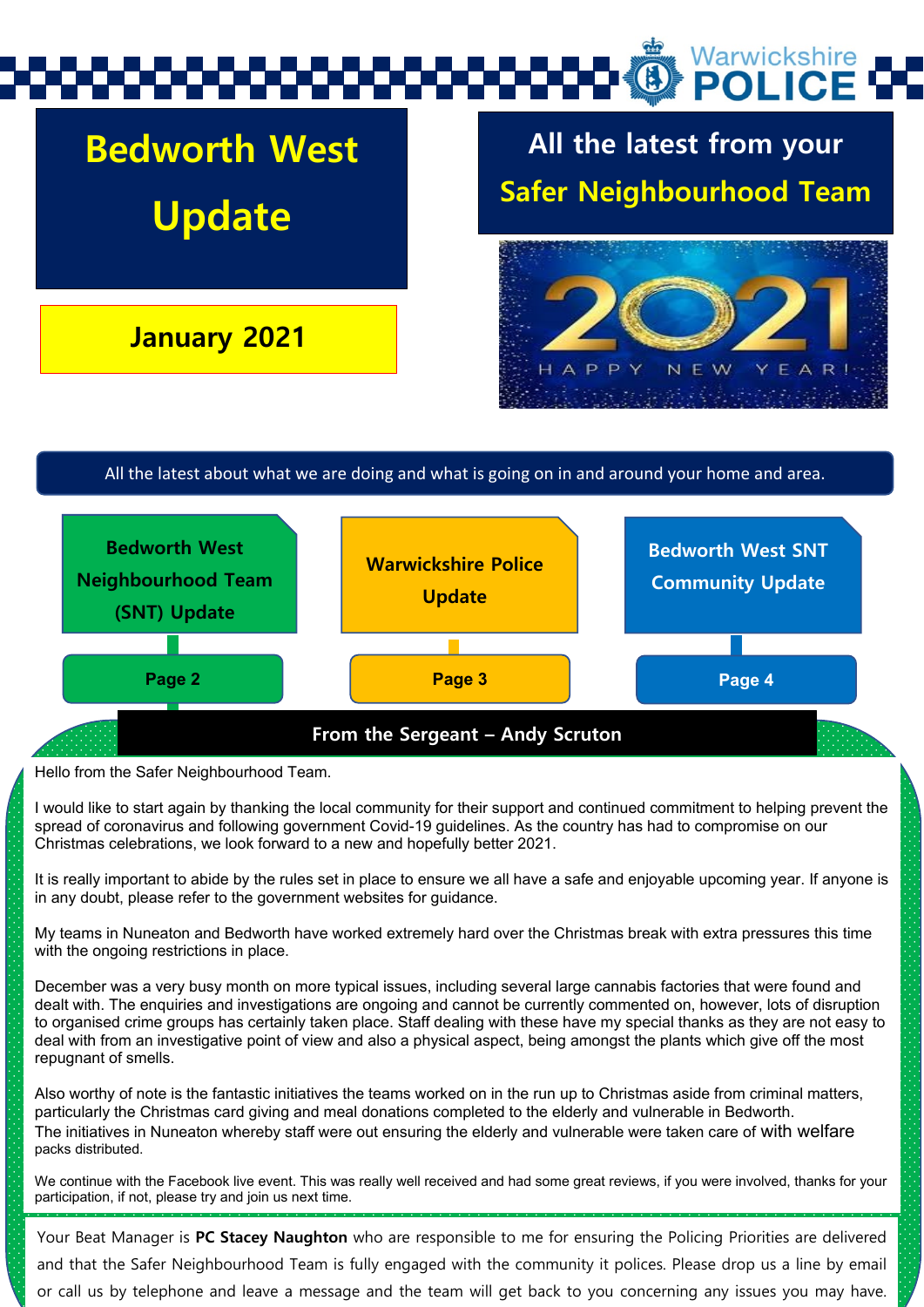Warwickshire POLICE

# Bedworth West Update

**January 2021**

## All the latest from your Safer Neighbourhood Team

2021 HAPPY NEW YEAR!

All the latest about what we are doing and what is going on in and around your home and area.

- **Bedworth West Neighbourhood Team (SNT) Update** — Page 2
- **Warwickshire Police Update** — Page 3
- **Bedworth West SNT Community Update** — Page 4

## From the Sergeant – Andy Scruton

Hello from the Safer Neighbourhood Team.

I would like to start again by thanking the local community for their support and continued commitment to helping prevent the spread of coronavirus and following government Covid-19 guidelines. As the country has had to compromise on our Christmas celebrations, we look forward to a new and hopefully better 2021.

It is really important to abide by the rules set in place to ensure we all have a safe and enjoyable upcoming year. If anyone is in any doubt, please refer to the government websites for guidance.

My teams in Nuneaton and Bedworth have worked extremely hard over the Christmas break with extra pressures this time with the ongoing restrictions in place.

December was a very busy month on more typical issues, including several large cannabis factories that were found and dealt with. The enquiries and investigations are ongoing and cannot be currently commented on, however, lots of disruption to organised crime groups has certainly taken place. Staff dealing with these have my special thanks as they are not easy to deal with from an investigative point of view and also a physical aspect, being amongst the plants which give off the most repugnant of smells.

Also worthy of note is the fantastic initiatives the teams worked on in the run up to Christmas aside from criminal matters, particularly the Christmas card giving and meal donations completed to the elderly and vulnerable in Bedworth. The initiatives in Nuneaton whereby staff were out ensuring the elderly and vulnerable were taken care of with welfare packs distributed.

We continue with the Facebook live event. This was really well received and had some great reviews, if you were involved, thanks for your participation, if not, please try and join us next time.

Your Beat Manager is **PC Stacey Naughton** who are responsible to me for ensuring the Policing Priorities are delivered and that the Safer Neighbourhood Team is fully engaged with the community it polices. Please drop us a line by email or call us by telephone and leave a message and the team will get back to you concerning any issues you may have.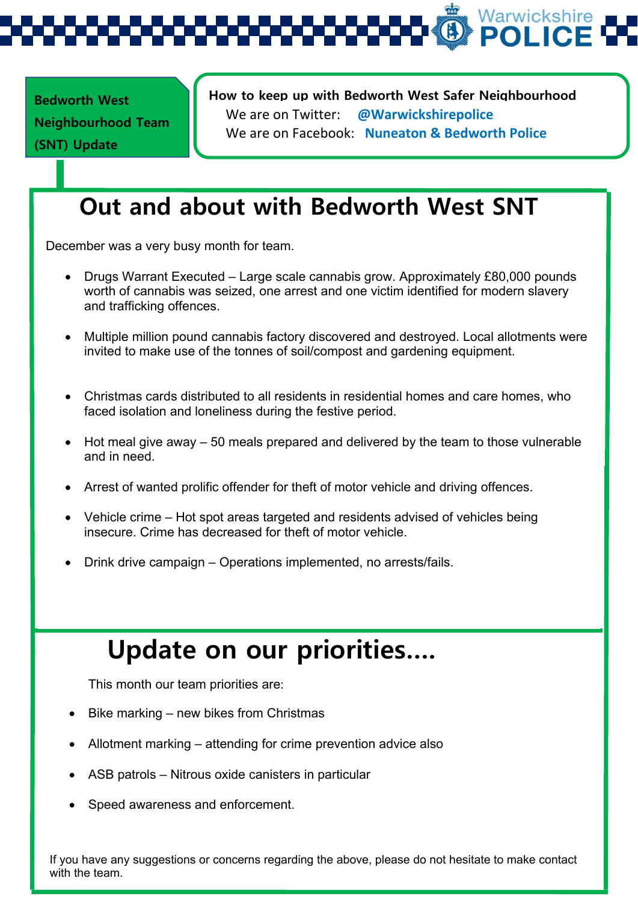**Bedworth West Neighbourhood Team (SNT) Update**

**How to keep up with Bedworth West Safer Neighbourhood**

We are on Twitter: **@Warwickshirepolice**

We are on Facebook: **Nuneaton & Bedworth Police**

# Out and about with Bedworth West SNT

December was a very busy month for team.

- Drugs Warrant Executed – Large scale cannabis grow. Approximately £80,000 pounds worth of cannabis was seized, one arrest and one victim identified for modern slavery and trafficking offences.
- Multiple million pound cannabis factory discovered and destroyed. Local allotments were invited to make use of the tonnes of soil/compost and gardening equipment.
- Christmas cards distributed to all residents in residential homes and care homes, who faced isolation and loneliness during the festive period.
- Hot meal give away – 50 meals prepared and delivered by the team to those vulnerable and in need.
- Arrest of wanted prolific offender for theft of motor vehicle and driving offences.
- Vehicle crime – Hot spot areas targeted and residents advised of vehicles being insecure. Crime has decreased for theft of motor vehicle.
- Drink drive campaign – Operations implemented, no arrests/fails.

# Update on our priorities....

This month our team priorities are:

- Bike marking – new bikes from Christmas
- Allotment marking – attending for crime prevention advice also
- ASB patrols – Nitrous oxide canisters in particular
- Speed awareness and enforcement.

If you have any suggestions or concerns regarding the above, please do not hesitate to make contact with the team.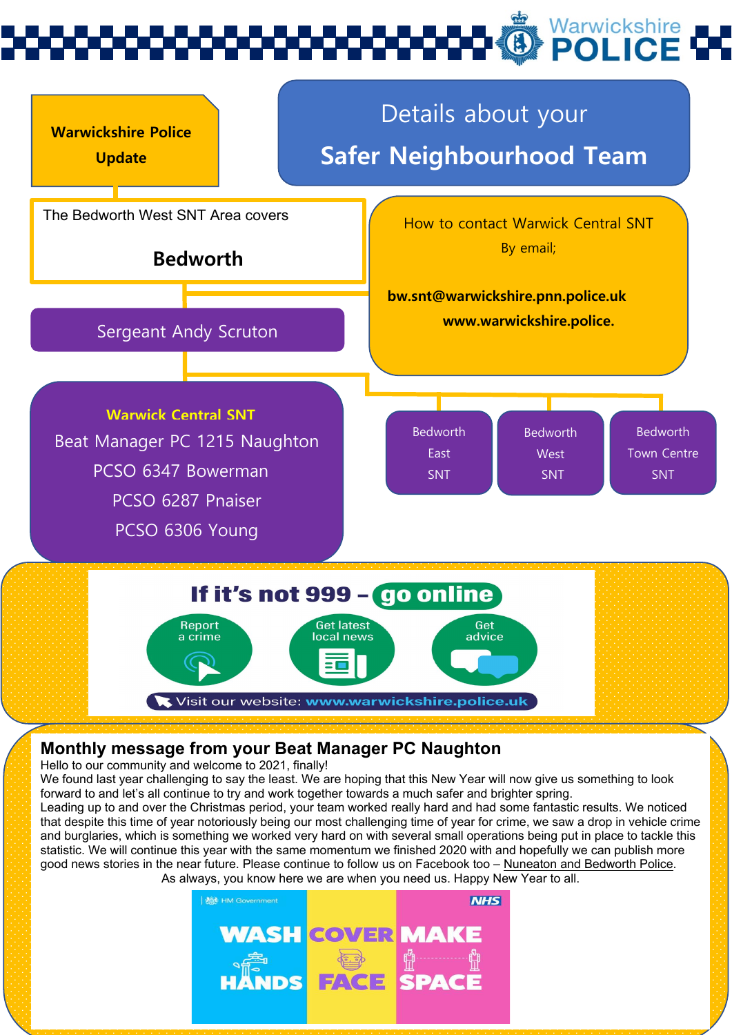**Warwickshire Police Update**

# Details about your Safer Neighbourhood Team

The Bedworth West SNT Area covers

**Bedworth**

How to contact Warwick Central SNT

By email;

**bw.snt@warwickshire.pnn.police.uk**

**www.warwickshire.police.**

Sergeant Andy Scruton

**Warwick Central SNT**

Beat Manager PC 1215 Naughton

PCSO 6347 Bowerman

PCSO 6287 Pnaiser

PCSO 6306 Young

Bedworth East SNT

Bedworth West SNT

Bedworth Town Centre SNT

**If it's not 999 – go online**

Report a crime | Get latest local news | Get advice

Visit our website: **www.warwickshire.police.uk**

## Monthly message from your Beat Manager PC Naughton

Hello to our community and welcome to 2021, finally!

We found last year challenging to say the least. We are hoping that this New Year will now give us something to look forward to and let's all continue to try and work together towards a much safer and brighter spring.

Leading up to and over the Christmas period, your team worked really hard and had some fantastic results. We noticed that despite this time of year notoriously being our most challenging time of year for crime, we saw a drop in vehicle crime and burglaries, which is something we worked very hard on with several small operations being put in place to tackle this statistic. We will continue this year with the same momentum we finished 2020 with and hopefully we can publish more good news stories in the near future. Please continue to follow us on Facebook too – Nuneaton and Bedworth Police.

As always, you know here we are when you need us. Happy New Year to all.

HM Government | NHS

**WASH HANDS | COVER FACE | MAKE SPACE**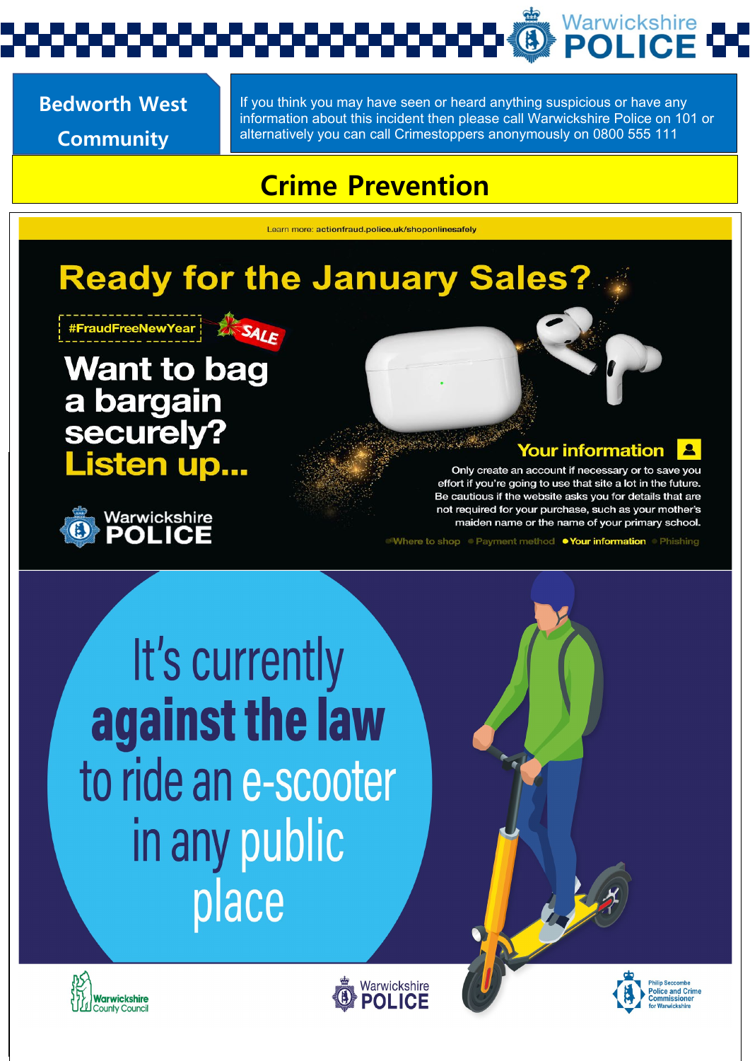## Bedworth West Community

If you think you may have seen or heard anything suspicious or have any information about this incident then please call Warwickshire Police on 101 or alternatively you can call Crimestoppers anonymously on 0800 555 111

# Crime Prevention

Learn more: actionfraud.police.uk/shoponlinesafely

## Ready for the January Sales?

#FraudFreeNewYear

SALE

**Want to bag a bargain securely? Listen up...**

Warwickshire POLICE

### Your information

Only create an account if necessary or to save you effort if you're going to use that site a lot in the future. Be cautious if the website asks you for details that are not required for your purchase, such as your mother's maiden name or the name of your primary school.

Where to shop • Payment method • **Your information** • Phishing

It's currently **against the law** to ride an e-scooter in any public place

Warwickshire County Council

Warwickshire POLICE

Philip Seccombe Police and Crime Commissioner for Warwickshire